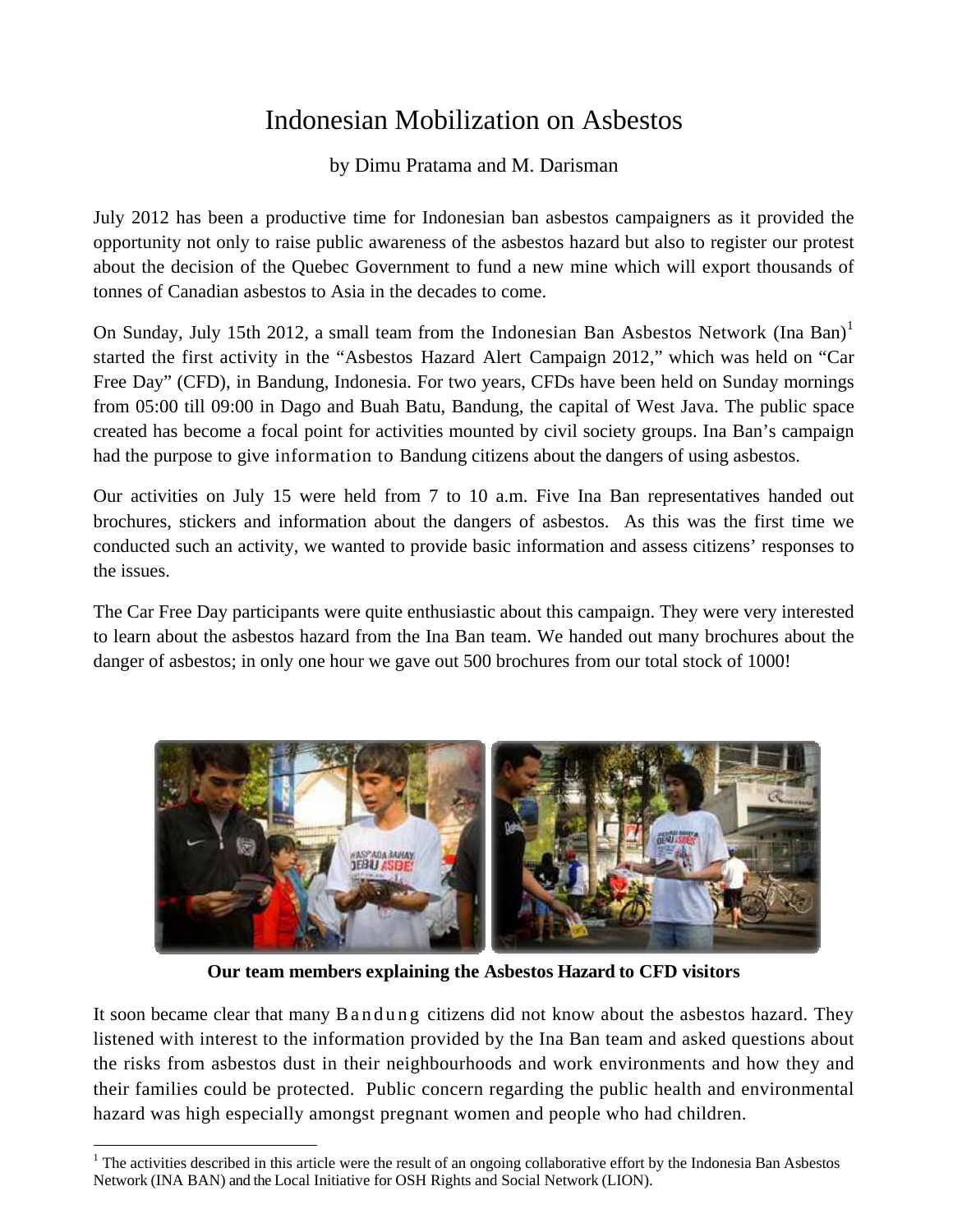# Indonesian Mobilization on Asbestos

by Dimu Pratama and M. Darisman

July 2012 has been a productive time for Indonesian ban asbestos campaigners as it provided the opportunity not only to raise public awareness of the asbestos hazard but also to register our protest about the decision of the Quebec Government to fund a new mine which will export thousands of tonnes of Canadian asbestos to Asia in the decades to come.

On Sunday, July 15th 2012, a small team from the Indonesian Ban Asbestos Network (Ina Ban)[1] started the first activity in the "Asbestos Hazard Alert Campaign 2012," which was held on "Car Free Day" (CFD), in Bandung, Indonesia. For two years, CFDs have been held on Sunday mornings from 05:00 till 09:00 in Dago and Buah Batu, Bandung, the capital of West Java. The public space created has become a focal point for activities mounted by civil society groups. Ina Ban's campaign had the purpose to give information to Bandung citizens about the dangers of using asbestos.

Our activities on July 15 were held from 7 to 10 a.m. Five Ina Ban representatives handed out brochures, stickers and information about the dangers of asbestos. As this was the first time we conducted such an activity, we wanted to provide basic information and assess citizens' responses to the issues.

The Car Free Day participants were quite enthusiastic about this campaign. They were very interested to learn about the asbestos hazard from the Ina Ban team. We handed out many brochures about the danger of asbestos; in only one hour we gave out 500 brochures from our total stock of 1000!

**Our team members explaining the Asbestos Hazard to CFD visitors**

It soon became clear that many Bandung citizens did not know about the asbestos hazard. They listened with interest to the information provided by the Ina Ban team and asked questions about the risks from asbestos dust in their neighbourhoods and work environments and how they and their families could be protected. Public concern regarding the public health and environmental hazard was high especially amongst pregnant women and people who had children.

[1] The activities described in this article were the result of an ongoing collaborative effort by the Indonesia Ban Asbestos Network (INA BAN) and the Local Initiative for OSH Rights and Social Network (LION).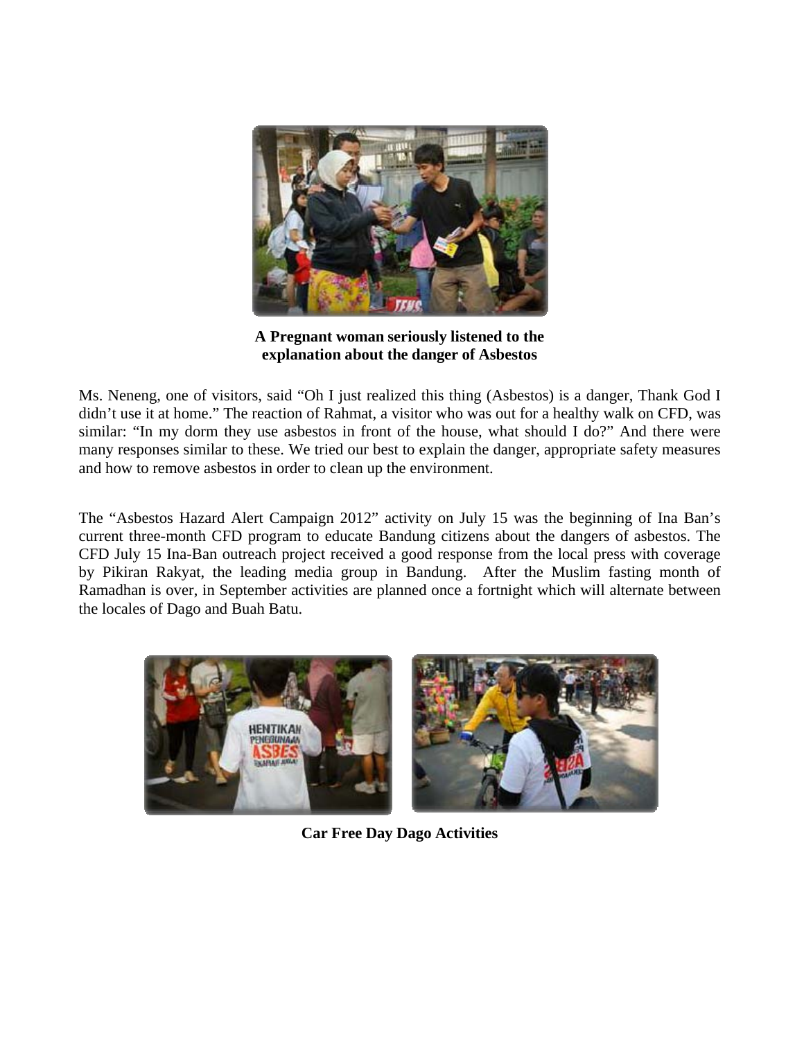**A Pregnant woman seriously listened to the explanation about the danger of Asbestos**

Ms. Neneng, one of visitors, said "Oh I just realized this thing (Asbestos) is a danger, Thank God I didn't use it at home." The reaction of Rahmat, a visitor who was out for a healthy walk on CFD, was similar: "In my dorm they use asbestos in front of the house, what should I do?" And there were many responses similar to these. We tried our best to explain the danger, appropriate safety measures and how to remove asbestos in order to clean up the environment.

The "Asbestos Hazard Alert Campaign 2012" activity on July 15 was the beginning of Ina Ban's current three-month CFD program to educate Bandung citizens about the dangers of asbestos. The CFD July 15 Ina-Ban outreach project received a good response from the local press with coverage by Pikiran Rakyat, the leading media group in Bandung. After the Muslim fasting month of Ramadhan is over, in September activities are planned once a fortnight which will alternate between the locales of Dago and Buah Batu.

**Car Free Day Dago Activities**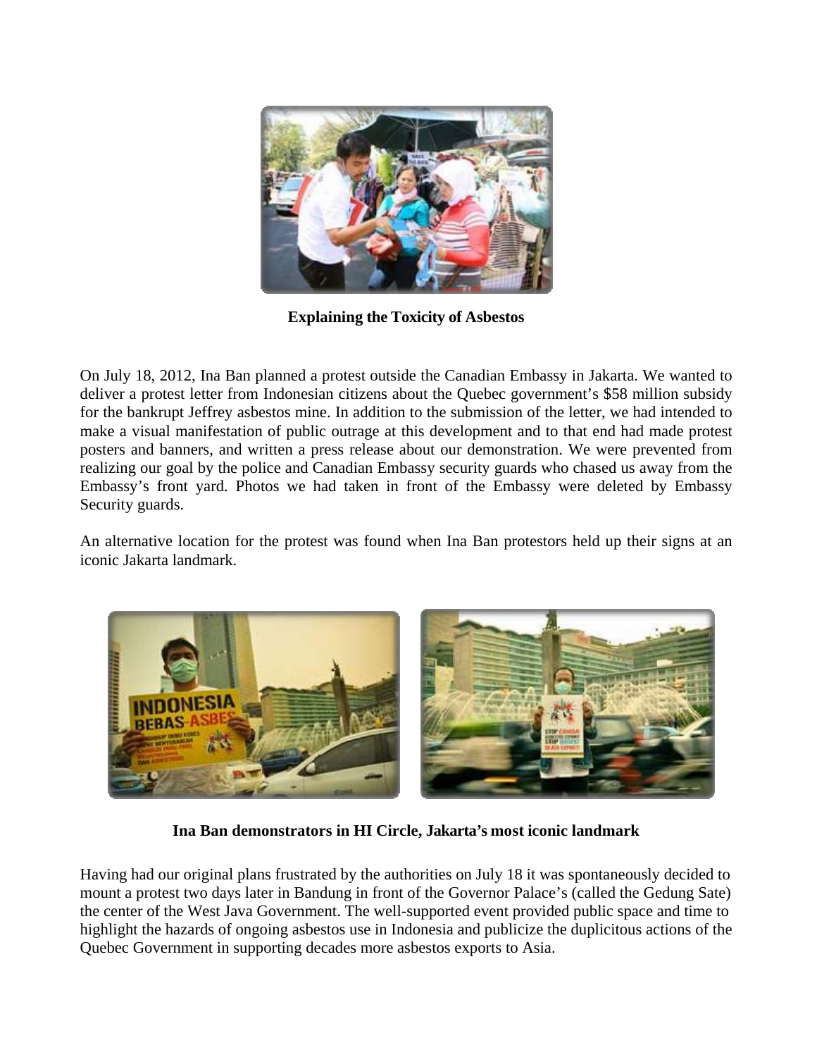**Explaining the Toxicity of Asbestos**

On July 18, 2012, Ina Ban planned a protest outside the Canadian Embassy in Jakarta. We wanted to deliver a protest letter from Indonesian citizens about the Quebec government's $58 million subsidy for the bankrupt Jeffrey asbestos mine. In addition to the submission of the letter, we had intended to make a visual manifestation of public outrage at this development and to that end had made protest posters and banners, and written a press release about our demonstration. We were prevented from realizing our goal by the police and Canadian Embassy security guards who chased us away from the Embassy's front yard. Photos we had taken in front of the Embassy were deleted by Embassy Security guards.

An alternative location for the protest was found when Ina Ban protestors held up their signs at an iconic Jakarta landmark.

**Ina Ban demonstrators in HI Circle, Jakarta's most iconic landmark**

Having had our original plans frustrated by the authorities on July 18 it was spontaneously decided to mount a protest two days later in Bandung in front of the Governor Palace's (called the Gedung Sate) the center of the West Java Government. The well-supported event provided public space and time to highlight the hazards of ongoing asbestos use in Indonesia and publicize the duplicitous actions of the Quebec Government in supporting decades more asbestos exports to Asia.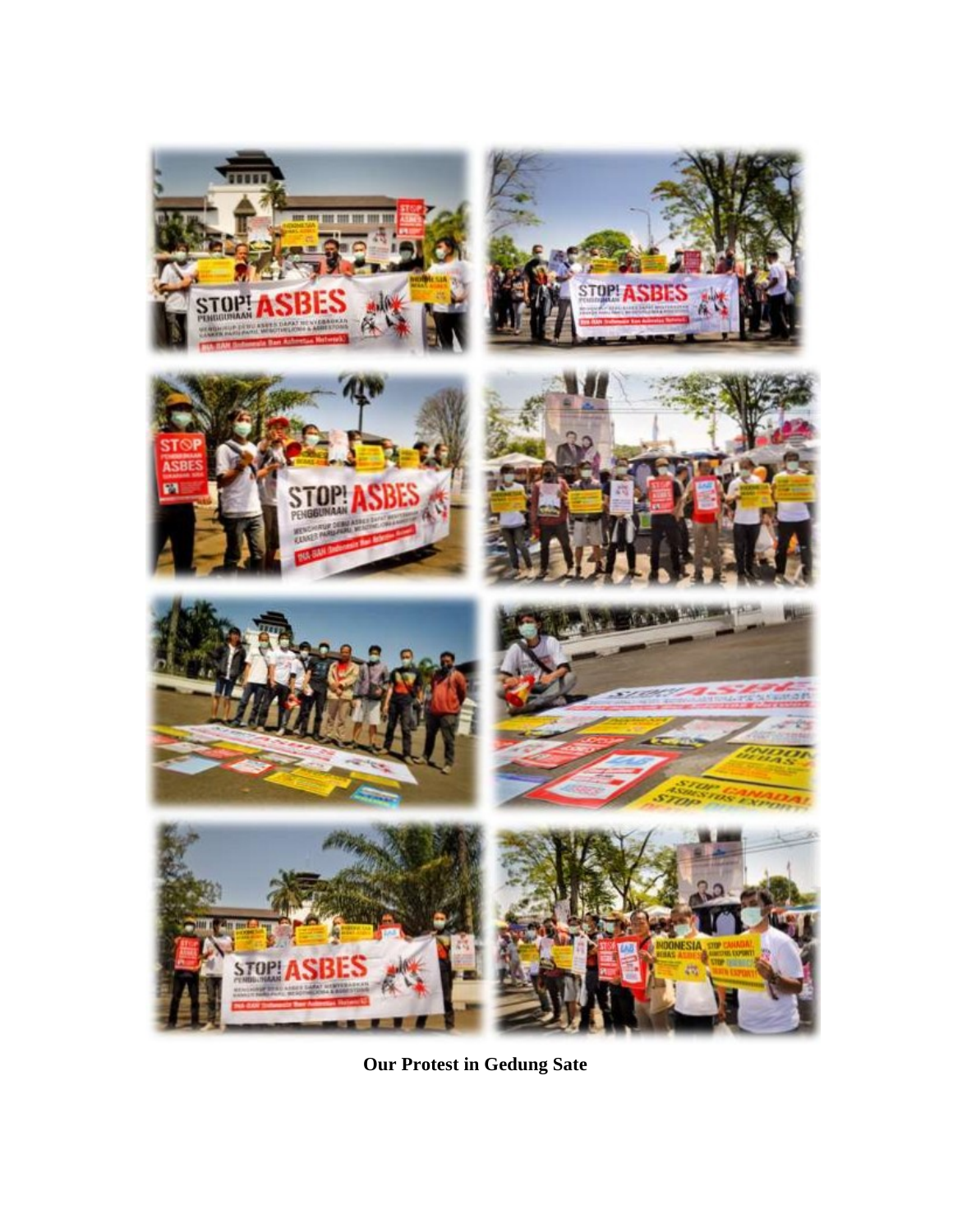**Our Protest in Gedung Sate**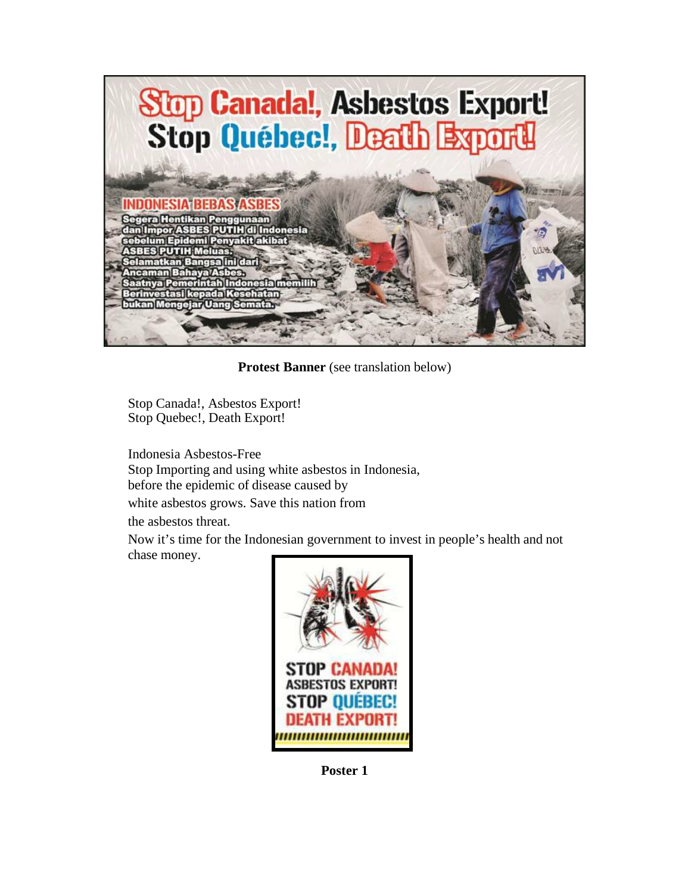**Protest Banner** (see translation below)

Stop Canada!, Asbestos Export!
Stop Quebec!, Death Export!

Indonesia Asbestos-Free
Stop Importing and using white asbestos in Indonesia,
before the epidemic of disease caused by
white asbestos grows. Save this nation from
the asbestos threat.
Now it's time for the Indonesian government to invest in people's health and not chase money.

**Poster 1**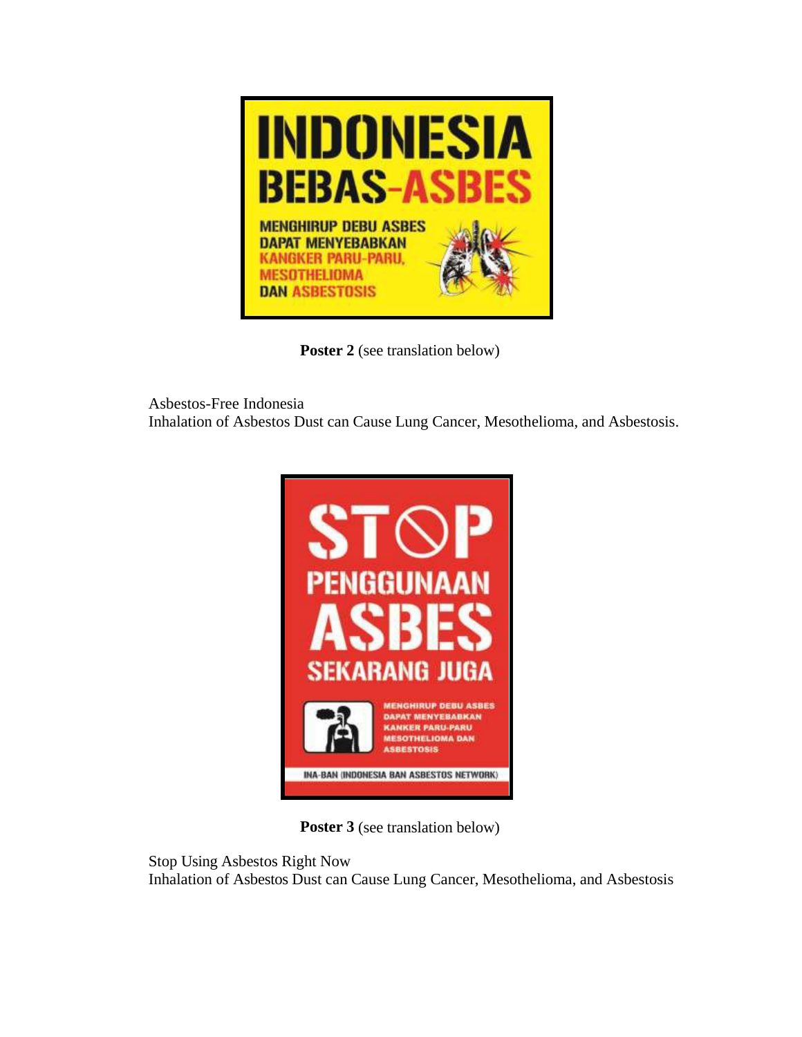**Poster 2** (see translation below)

Asbestos-Free Indonesia
Inhalation of Asbestos Dust can Cause Lung Cancer, Mesothelioma, and Asbestosis.

**Poster 3** (see translation below)

Stop Using Asbestos Right Now
Inhalation of Asbestos Dust can Cause Lung Cancer, Mesothelioma, and Asbestosis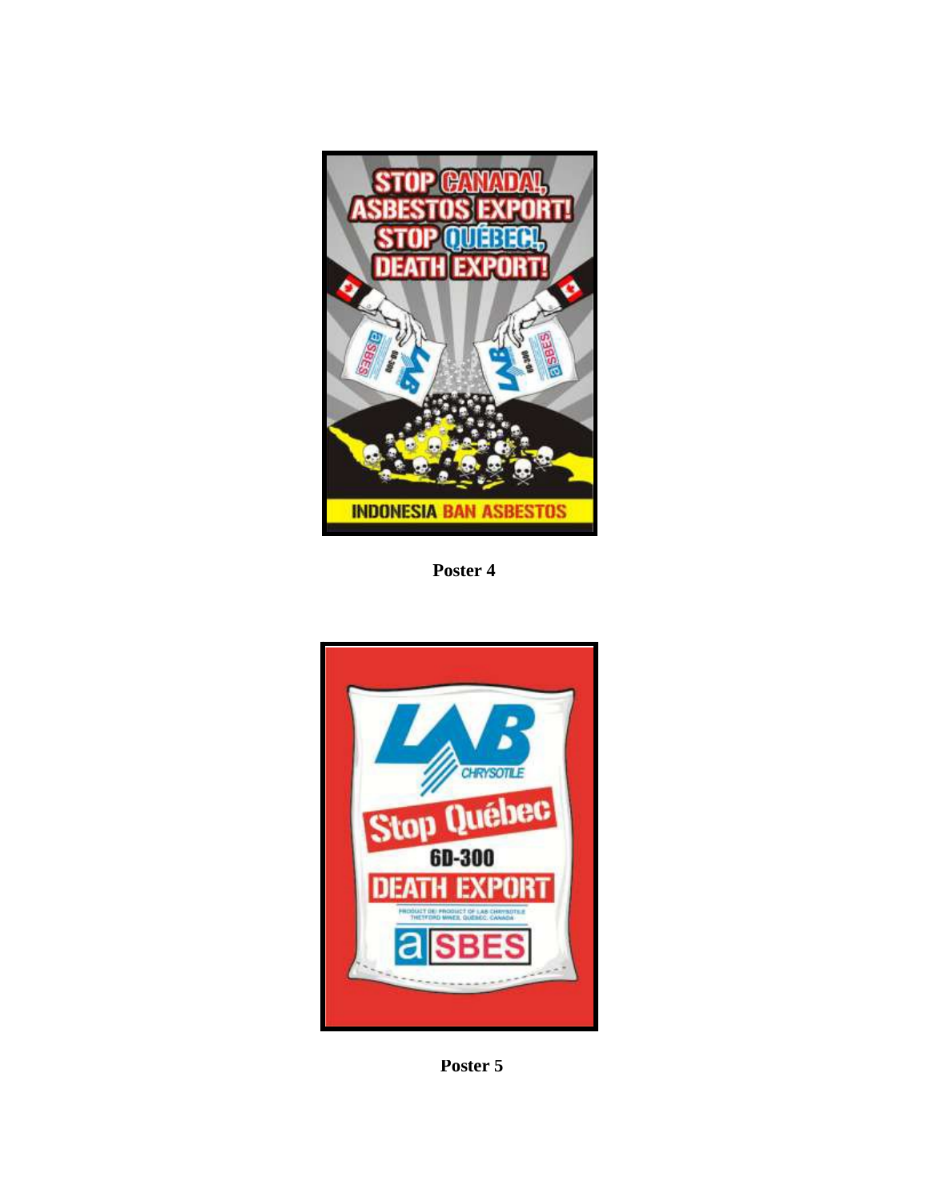**Poster 4**

**Poster 5**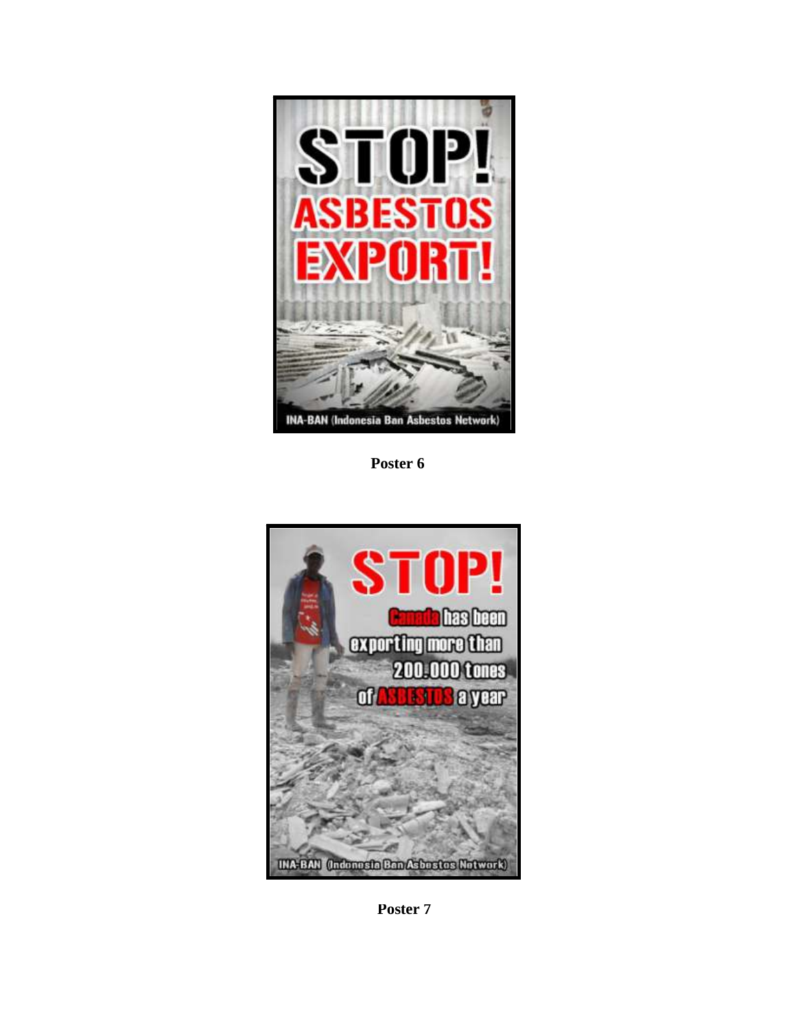STOP!
ASBESTOS
EXPORT!

INA-BAN (Indonesia Ban Asbestos Network)

**Poster 6**

STOP!

Canada has been exporting more than 200.000 tones of ASBESTOS a year

INA-BAN (Indonesia Ban Asbestos Network)

**Poster 7**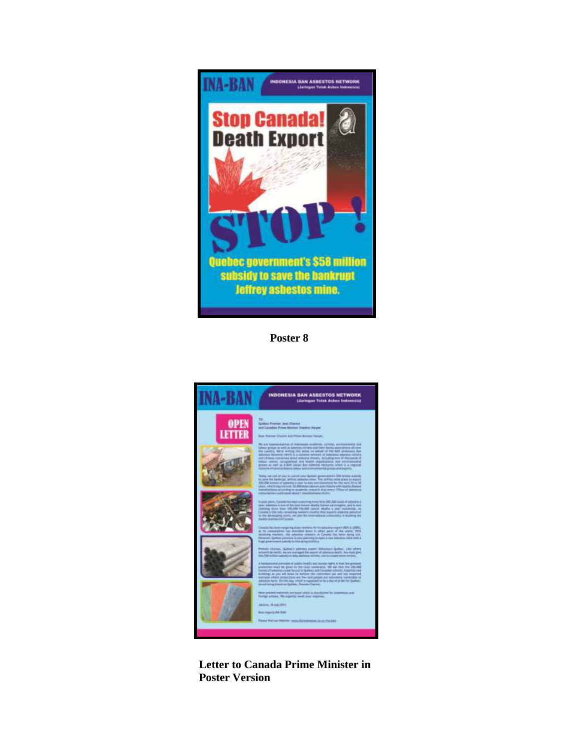**Poster 8**

**Letter to Canada Prime Minister in Poster Version**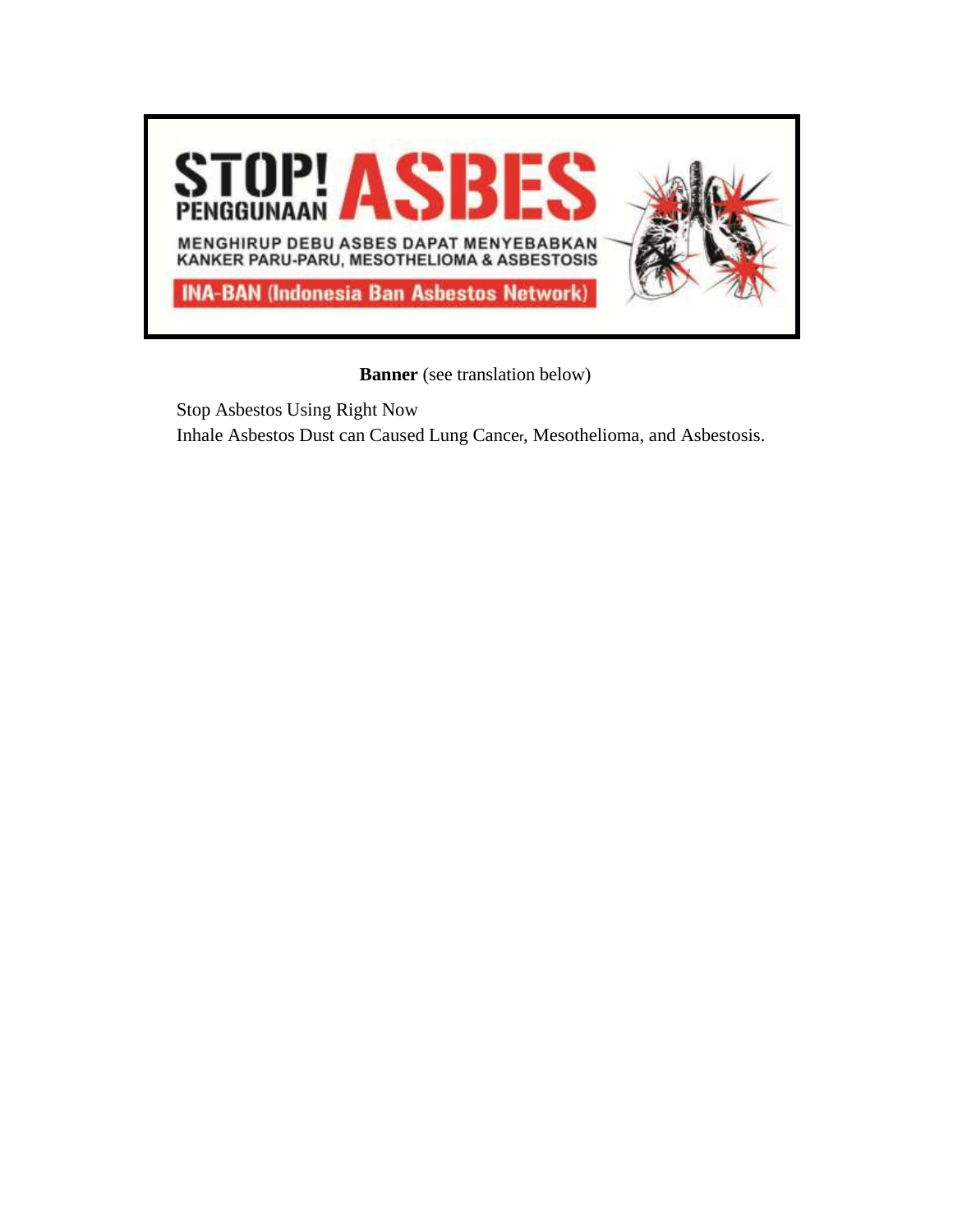STOP! PENGGUNAAN ASBES

MENGHIRUP DEBU ASBES DAPAT MENYEBABKAN KANKER PARU-PARU, MESOTHELIOMA & ASBESTOSIS

INA-BAN (Indonesia Ban Asbestos Network)

**Banner** (see translation below)

Stop Asbestos Using Right Now

Inhale Asbestos Dust can Caused Lung Cancer, Mesothelioma, and Asbestosis.